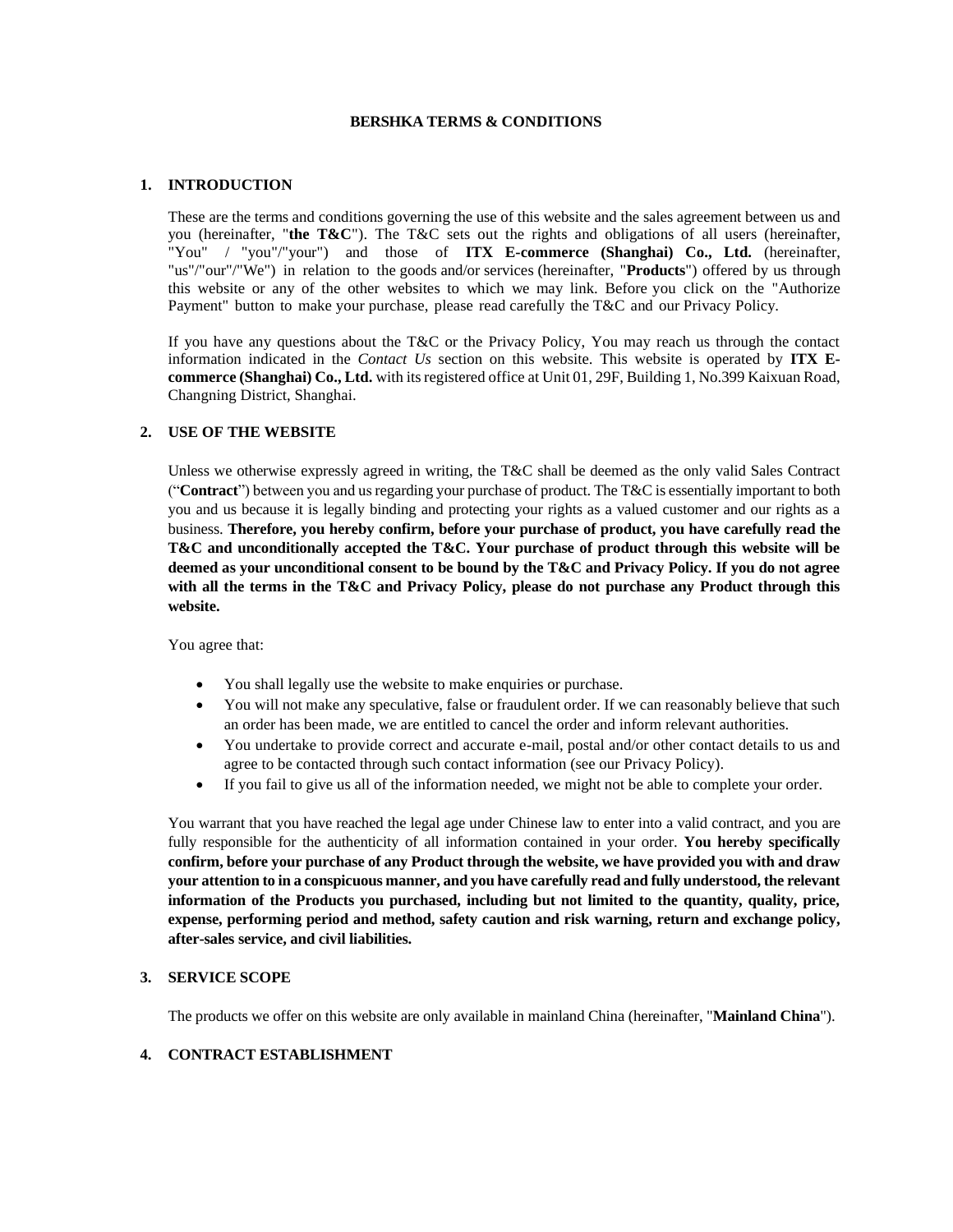# BERSHKA TERMS & CONDITIONS

## 1. INTRODUCTION

These are the terms and conditions governing the use of this website and the sales agreement between us and you (hereinafter, "**the T&C**"). The T&C sets out the rights and obligations of all users (hereinafter, "You" / "you"/"your") and those of **ITX E-commerce (Shanghai) Co., Ltd.** (hereinafter, "us"/"our"/"We") in relation to the goods and/or services (hereinafter, "**Products**") offered by us through this website or any of the other websites to which we may link. Before you click on the "Authorize Payment" button to make your purchase, please read carefully the T&C and our Privacy Policy.

If you have any questions about the T&C or the Privacy Policy, You may reach us through the contact information indicated in the *Contact Us* section on this website. This website is operated by **ITX E-commerce (Shanghai) Co., Ltd.** with its registered office at Unit 01, 29F, Building 1, No.399 Kaixuan Road, Changning District, Shanghai.

## 2. USE OF THE WEBSITE

Unless we otherwise expressly agreed in writing, the T&C shall be deemed as the only valid Sales Contract ("**Contract**") between you and us regarding your purchase of product. The T&C is essentially important to both you and us because it is legally binding and protecting your rights as a valued customer and our rights as a business. **Therefore, you hereby confirm, before your purchase of product, you have carefully read the T&C and unconditionally accepted the T&C. Your purchase of product through this website will be deemed as your unconditional consent to be bound by the T&C and Privacy Policy. If you do not agree with all the terms in the T&C and Privacy Policy, please do not purchase any Product through this website.**

You agree that:

- You shall legally use the website to make enquiries or purchase.
- You will not make any speculative, false or fraudulent order. If we can reasonably believe that such an order has been made, we are entitled to cancel the order and inform relevant authorities.
- You undertake to provide correct and accurate e-mail, postal and/or other contact details to us and agree to be contacted through such contact information (see our Privacy Policy).
- If you fail to give us all of the information needed, we might not be able to complete your order.

You warrant that you have reached the legal age under Chinese law to enter into a valid contract, and you are fully responsible for the authenticity of all information contained in your order. **You hereby specifically confirm, before your purchase of any Product through the website, we have provided you with and draw your attention to in a conspicuous manner, and you have carefully read and fully understood, the relevant information of the Products you purchased, including but not limited to the quantity, quality, price, expense, performing period and method, safety caution and risk warning, return and exchange policy, after-sales service, and civil liabilities.**

## 3. SERVICE SCOPE

The products we offer on this website are only available in mainland China (hereinafter, "**Mainland China**").

## 4. CONTRACT ESTABLISHMENT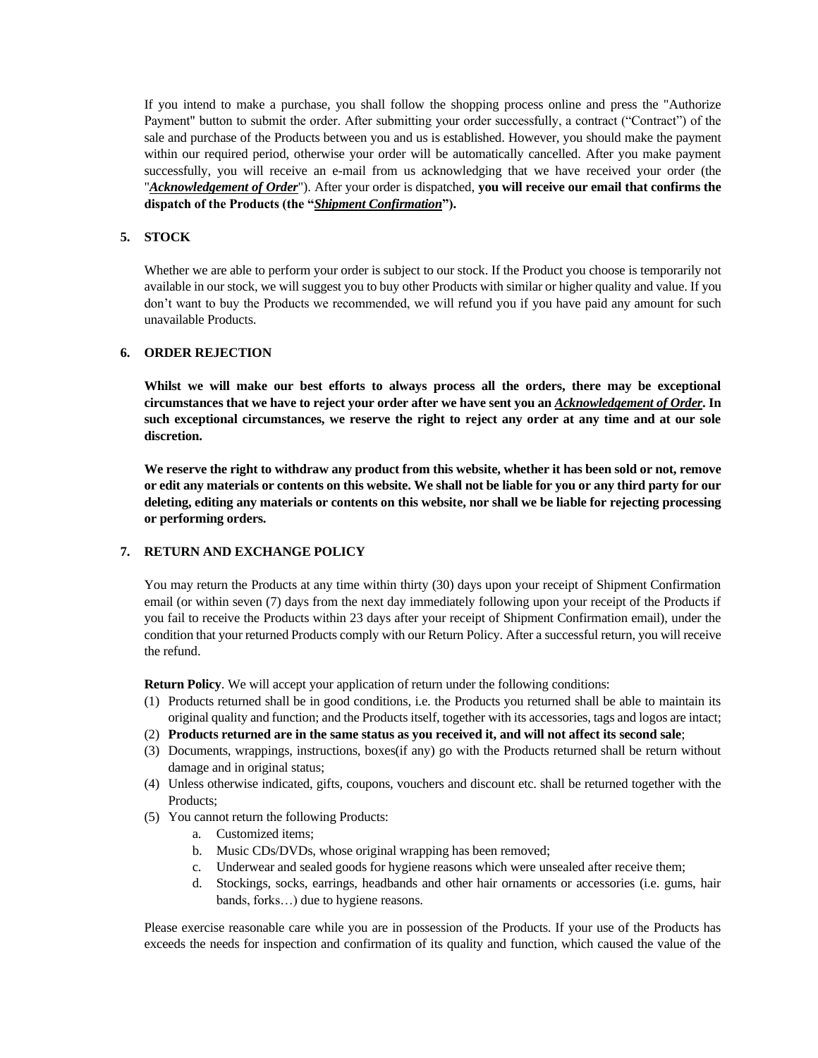If you intend to make a purchase, you shall follow the shopping process online and press the "Authorize Payment" button to submit the order. After submitting your order successfully, a contract ("Contract") of the sale and purchase of the Products between you and us is established. However, you should make the payment within our required period, otherwise your order will be automatically cancelled. After you make payment successfully, you will receive an e-mail from us acknowledging that we have received your order (the "***Acknowledgement of Order***"). After your order is dispatched, **you will receive our email that confirms the dispatch of the Products (the "*Shipment Confirmation*").**

## 5. STOCK

Whether we are able to perform your order is subject to our stock. If the Product you choose is temporarily not available in our stock, we will suggest you to buy other Products with similar or higher quality and value. If you don't want to buy the Products we recommended, we will refund you if you have paid any amount for such unavailable Products.

## 6. ORDER REJECTION

**Whilst we will make our best efforts to always process all the orders, there may be exceptional circumstances that we have to reject your order after we have sent you an *Acknowledgement of Order*. In such exceptional circumstances, we reserve the right to reject any order at any time and at our sole discretion.**

**We reserve the right to withdraw any product from this website, whether it has been sold or not, remove or edit any materials or contents on this website. We shall not be liable for you or any third party for our deleting, editing any materials or contents on this website, nor shall we be liable for rejecting processing or performing orders.**

## 7. RETURN AND EXCHANGE POLICY

You may return the Products at any time within thirty (30) days upon your receipt of Shipment Confirmation email (or within seven (7) days from the next day immediately following upon your receipt of the Products if you fail to receive the Products within 23 days after your receipt of Shipment Confirmation email), under the condition that your returned Products comply with our Return Policy. After a successful return, you will receive the refund.

**Return Policy**. We will accept your application of return under the following conditions:

(1) Products returned shall be in good conditions, i.e. the Products you returned shall be able to maintain its original quality and function; and the Products itself, together with its accessories, tags and logos are intact;
(2) **Products returned are in the same status as you received it, and will not affect its second sale**;
(3) Documents, wrappings, instructions, boxes(if any) go with the Products returned shall be return without damage and in original status;
(4) Unless otherwise indicated, gifts, coupons, vouchers and discount etc. shall be returned together with the Products;
(5) You cannot return the following Products:
    a. Customized items;
    b. Music CDs/DVDs, whose original wrapping has been removed;
    c. Underwear and sealed goods for hygiene reasons which were unsealed after receive them;
    d. Stockings, socks, earrings, headbands and other hair ornaments or accessories (i.e. gums, hair bands, forks…) due to hygiene reasons.

Please exercise reasonable care while you are in possession of the Products. If your use of the Products has exceeds the needs for inspection and confirmation of its quality and function, which caused the value of the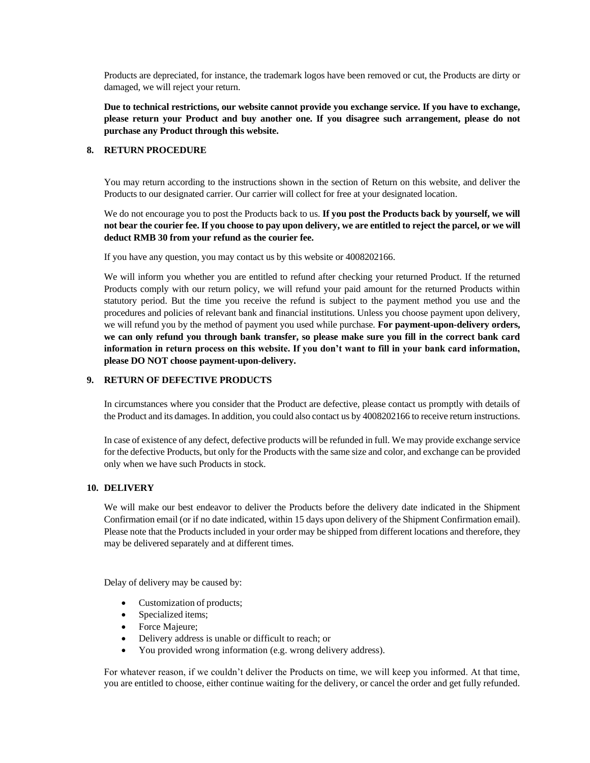Products are depreciated, for instance, the trademark logos have been removed or cut, the Products are dirty or damaged, we will reject your return.

**Due to technical restrictions, our website cannot provide you exchange service. If you have to exchange, please return your Product and buy another one. If you disagree such arrangement, please do not purchase any Product through this website.**

## 8. RETURN PROCEDURE

You may return according to the instructions shown in the section of Return on this website, and deliver the Products to our designated carrier. Our carrier will collect for free at your designated location.

We do not encourage you to post the Products back to us. **If you post the Products back by yourself, we will not bear the courier fee. If you choose to pay upon delivery, we are entitled to reject the parcel, or we will deduct RMB 30 from your refund as the courier fee.**

If you have any question, you may contact us by this website or 4008202166.

We will inform you whether you are entitled to refund after checking your returned Product. If the returned Products comply with our return policy, we will refund your paid amount for the returned Products within statutory period. But the time you receive the refund is subject to the payment method you use and the procedures and policies of relevant bank and financial institutions. Unless you choose payment upon delivery, we will refund you by the method of payment you used while purchase. **For payment-upon-delivery orders, we can only refund you through bank transfer, so please make sure you fill in the correct bank card information in return process on this website. If you don't want to fill in your bank card information, please DO NOT choose payment-upon-delivery.**

## 9. RETURN OF DEFECTIVE PRODUCTS

In circumstances where you consider that the Product are defective, please contact us promptly with details of the Product and its damages. In addition, you could also contact us by 4008202166 to receive return instructions.

In case of existence of any defect, defective products will be refunded in full. We may provide exchange service for the defective Products, but only for the Products with the same size and color, and exchange can be provided only when we have such Products in stock.

## 10. DELIVERY

We will make our best endeavor to deliver the Products before the delivery date indicated in the Shipment Confirmation email (or if no date indicated, within 15 days upon delivery of the Shipment Confirmation email). Please note that the Products included in your order may be shipped from different locations and therefore, they may be delivered separately and at different times.

Delay of delivery may be caused by:

- Customization of products;
- Specialized items;
- Force Majeure;
- Delivery address is unable or difficult to reach; or
- You provided wrong information (e.g. wrong delivery address).

For whatever reason, if we couldn't deliver the Products on time, we will keep you informed. At that time, you are entitled to choose, either continue waiting for the delivery, or cancel the order and get fully refunded.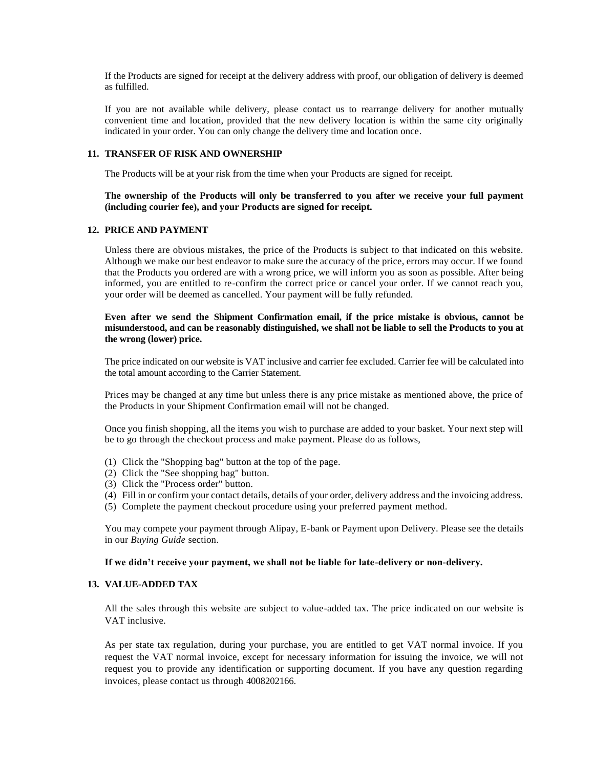If the Products are signed for receipt at the delivery address with proof, our obligation of delivery is deemed as fulfilled.

If you are not available while delivery, please contact us to rearrange delivery for another mutually convenient time and location, provided that the new delivery location is within the same city originally indicated in your order. You can only change the delivery time and location once.

## 11. TRANSFER OF RISK AND OWNERSHIP

The Products will be at your risk from the time when your Products are signed for receipt.

**The ownership of the Products will only be transferred to you after we receive your full payment (including courier fee), and your Products are signed for receipt.**

## 12. PRICE AND PAYMENT

Unless there are obvious mistakes, the price of the Products is subject to that indicated on this website. Although we make our best endeavor to make sure the accuracy of the price, errors may occur. If we found that the Products you ordered are with a wrong price, we will inform you as soon as possible. After being informed, you are entitled to re-confirm the correct price or cancel your order. If we cannot reach you, your order will be deemed as cancelled. Your payment will be fully refunded.

**Even after we send the Shipment Confirmation email, if the price mistake is obvious, cannot be misunderstood, and can be reasonably distinguished, we shall not be liable to sell the Products to you at the wrong (lower) price.**

The price indicated on our website is VAT inclusive and carrier fee excluded. Carrier fee will be calculated into the total amount according to the Carrier Statement.

Prices may be changed at any time but unless there is any price mistake as mentioned above, the price of the Products in your Shipment Confirmation email will not be changed.

Once you finish shopping, all the items you wish to purchase are added to your basket. Your next step will be to go through the checkout process and make payment. Please do as follows,

(1) Click the "Shopping bag" button at the top of the page.
(2) Click the "See shopping bag" button.
(3) Click the "Process order" button.
(4) Fill in or confirm your contact details, details of your order, delivery address and the invoicing address.
(5) Complete the payment checkout procedure using your preferred payment method.

You may compete your payment through Alipay, E-bank or Payment upon Delivery. Please see the details in our *Buying Guide* section.

**If we didn't receive your payment, we shall not be liable for late-delivery or non-delivery.**

## 13. VALUE-ADDED TAX

All the sales through this website are subject to value-added tax. The price indicated on our website is VAT inclusive.

As per state tax regulation, during your purchase, you are entitled to get VAT normal invoice. If you request the VAT normal invoice, except for necessary information for issuing the invoice, we will not request you to provide any identification or supporting document. If you have any question regarding invoices, please contact us through 4008202166.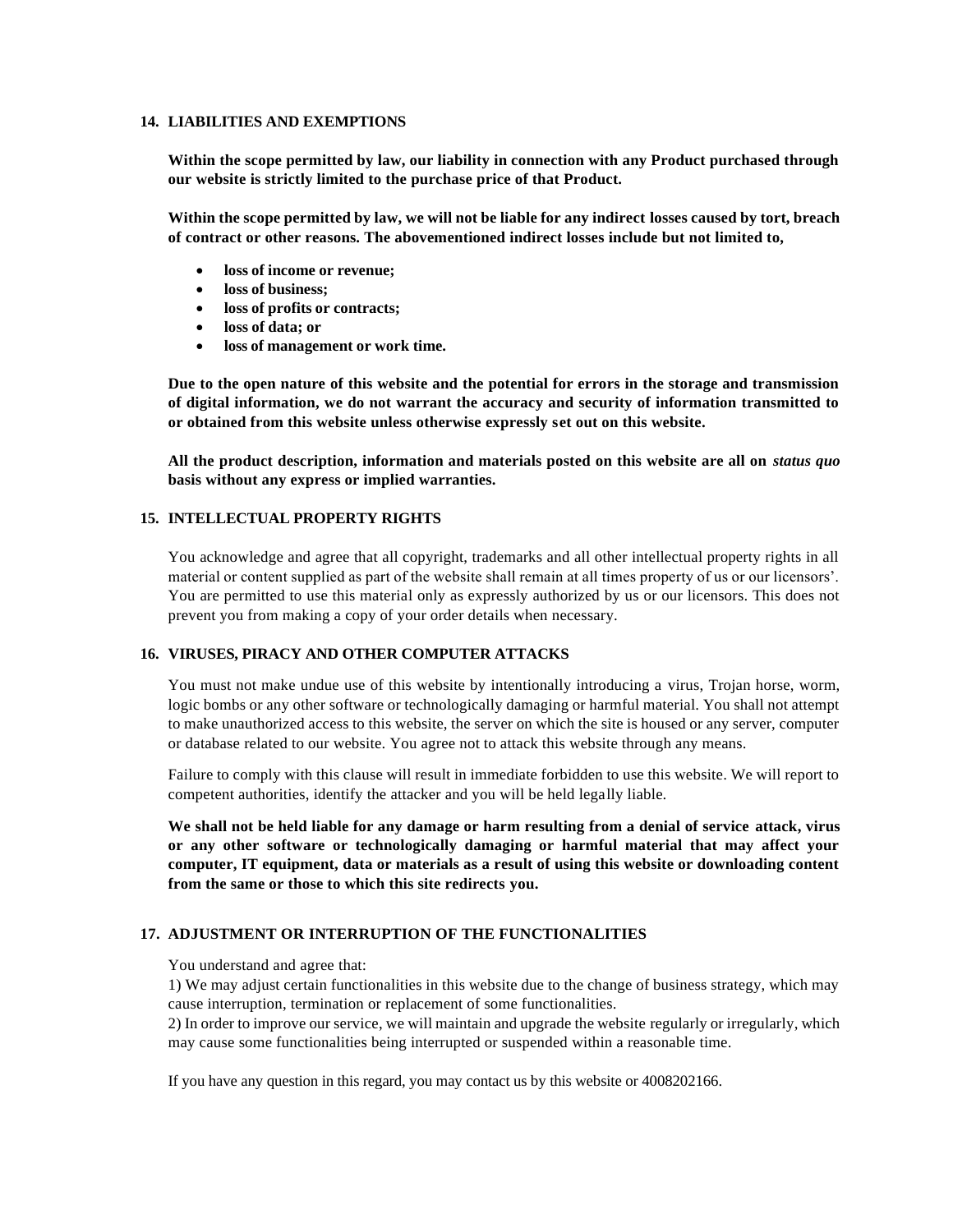## 14. LIABILITIES AND EXEMPTIONS

**Within the scope permitted by law, our liability in connection with any Product purchased through our website is strictly limited to the purchase price of that Product.**

**Within the scope permitted by law, we will not be liable for any indirect losses caused by tort, breach of contract or other reasons. The abovementioned indirect losses include but not limited to,**

- **loss of income or revenue;**
- **loss of business;**
- **loss of profits or contracts;**
- **loss of data; or**
- **loss of management or work time.**

**Due to the open nature of this website and the potential for errors in the storage and transmission of digital information, we do not warrant the accuracy and security of information transmitted to or obtained from this website unless otherwise expressly set out on this website.**

**All the product description, information and materials posted on this website are all on *status quo* basis without any express or implied warranties.**

## 15. INTELLECTUAL PROPERTY RIGHTS

You acknowledge and agree that all copyright, trademarks and all other intellectual property rights in all material or content supplied as part of the website shall remain at all times property of us or our licensors'. You are permitted to use this material only as expressly authorized by us or our licensors. This does not prevent you from making a copy of your order details when necessary.

## 16. VIRUSES, PIRACY AND OTHER COMPUTER ATTACKS

You must not make undue use of this website by intentionally introducing a virus, Trojan horse, worm, logic bombs or any other software or technologically damaging or harmful material. You shall not attempt to make unauthorized access to this website, the server on which the site is housed or any server, computer or database related to our website. You agree not to attack this website through any means.

Failure to comply with this clause will result in immediate forbidden to use this website. We will report to competent authorities, identify the attacker and you will be held legally liable.

**We shall not be held liable for any damage or harm resulting from a denial of service attack, virus or any other software or technologically damaging or harmful material that may affect your computer, IT equipment, data or materials as a result of using this website or downloading content from the same or those to which this site redirects you.**

## 17. ADJUSTMENT OR INTERRUPTION OF THE FUNCTIONALITIES

You understand and agree that:

1) We may adjust certain functionalities in this website due to the change of business strategy, which may cause interruption, termination or replacement of some functionalities.

2) In order to improve our service, we will maintain and upgrade the website regularly or irregularly, which may cause some functionalities being interrupted or suspended within a reasonable time.

If you have any question in this regard, you may contact us by this website or 4008202166.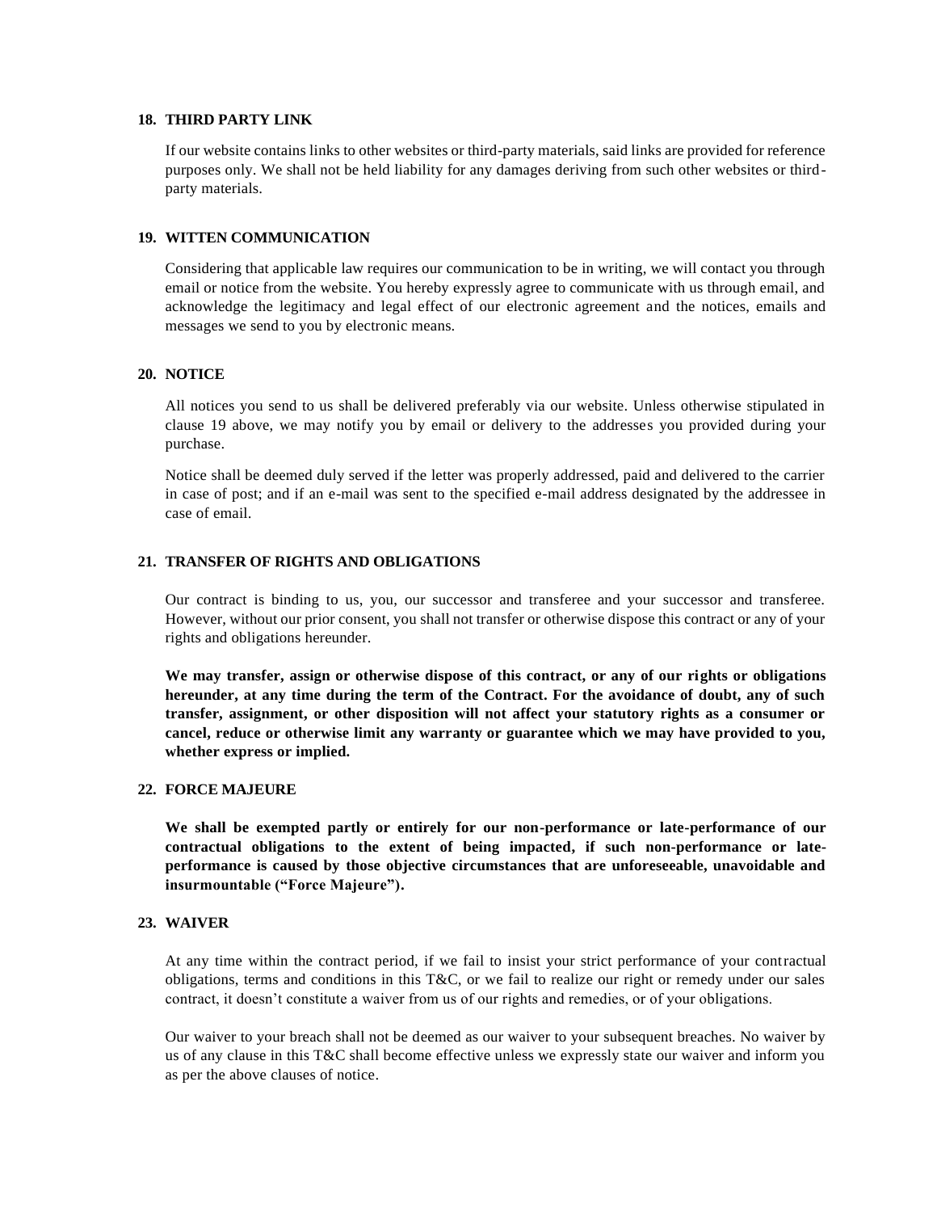## 18. THIRD PARTY LINK

If our website contains links to other websites or third-party materials, said links are provided for reference purposes only. We shall not be held liability for any damages deriving from such other websites or third-party materials.

## 19. WITTEN COMMUNICATION

Considering that applicable law requires our communication to be in writing, we will contact you through email or notice from the website. You hereby expressly agree to communicate with us through email, and acknowledge the legitimacy and legal effect of our electronic agreement and the notices, emails and messages we send to you by electronic means.

## 20. NOTICE

All notices you send to us shall be delivered preferably via our website. Unless otherwise stipulated in clause 19 above, we may notify you by email or delivery to the addresses you provided during your purchase.

Notice shall be deemed duly served if the letter was properly addressed, paid and delivered to the carrier in case of post; and if an e-mail was sent to the specified e-mail address designated by the addressee in case of email.

## 21. TRANSFER OF RIGHTS AND OBLIGATIONS

Our contract is binding to us, you, our successor and transferee and your successor and transferee. However, without our prior consent, you shall not transfer or otherwise dispose this contract or any of your rights and obligations hereunder.

**We may transfer, assign or otherwise dispose of this contract, or any of our rights or obligations hereunder, at any time during the term of the Contract. For the avoidance of doubt, any of such transfer, assignment, or other disposition will not affect your statutory rights as a consumer or cancel, reduce or otherwise limit any warranty or guarantee which we may have provided to you, whether express or implied.**

## 22. FORCE MAJEURE

**We shall be exempted partly or entirely for our non-performance or late-performance of our contractual obligations to the extent of being impacted, if such non-performance or late-performance is caused by those objective circumstances that are unforeseeable, unavoidable and insurmountable ("Force Majeure").**

## 23. WAIVER

At any time within the contract period, if we fail to insist your strict performance of your contractual obligations, terms and conditions in this T&C, or we fail to realize our right or remedy under our sales contract, it doesn't constitute a waiver from us of our rights and remedies, or of your obligations.

Our waiver to your breach shall not be deemed as our waiver to your subsequent breaches. No waiver by us of any clause in this T&C shall become effective unless we expressly state our waiver and inform you as per the above clauses of notice.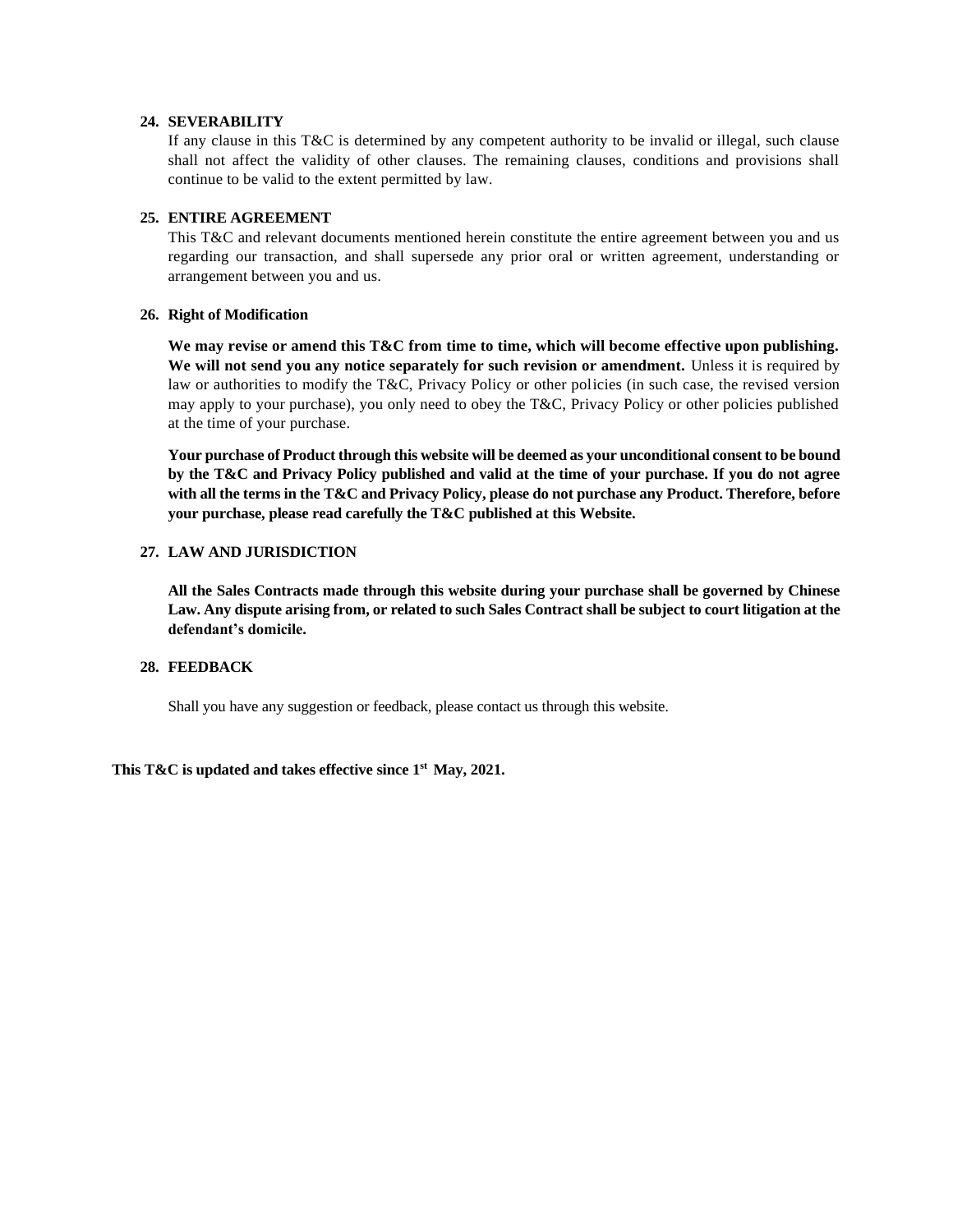## 24. SEVERABILITY

If any clause in this T&C is determined by any competent authority to be invalid or illegal, such clause shall not affect the validity of other clauses. The remaining clauses, conditions and provisions shall continue to be valid to the extent permitted by law.

## 25. ENTIRE AGREEMENT

This T&C and relevant documents mentioned herein constitute the entire agreement between you and us regarding our transaction, and shall supersede any prior oral or written agreement, understanding or arrangement between you and us.

## 26. Right of Modification

**We may revise or amend this T&C from time to time, which will become effective upon publishing. We will not send you any notice separately for such revision or amendment.** Unless it is required by law or authorities to modify the T&C, Privacy Policy or other policies (in such case, the revised version may apply to your purchase), you only need to obey the T&C, Privacy Policy or other policies published at the time of your purchase.

**Your purchase of Product through this website will be deemed as your unconditional consent to be bound by the T&C and Privacy Policy published and valid at the time of your purchase. If you do not agree with all the terms in the T&C and Privacy Policy, please do not purchase any Product. Therefore, before your purchase, please read carefully the T&C published at this Website.**

## 27. LAW AND JURISDICTION

**All the Sales Contracts made through this website during your purchase shall be governed by Chinese Law. Any dispute arising from, or related to such Sales Contract shall be subject to court litigation at the defendant's domicile.**

## 28. FEEDBACK

Shall you have any suggestion or feedback, please contact us through this website.

**This T&C is updated and takes effective since 1st May, 2021.**